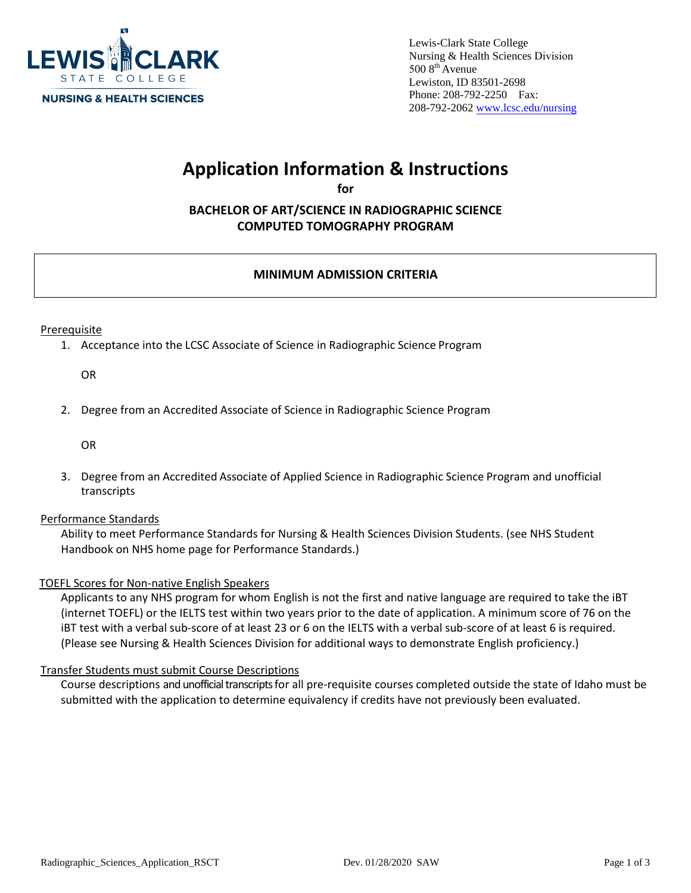Lewis-Clark State College
Nursing & Health Sciences Division
500 8th Avenue
Lewiston, ID 83501-2698
Phone: 208-792-2250 Fax:
208-792-2062 www.lcsc.edu/nursing

# Application Information & Instructions

**for**

## BACHELOR OF ART/SCIENCE IN RADIOGRAPHIC SCIENCE COMPUTED TOMOGRAPHY PROGRAM

### MINIMUM ADMISSION CRITERIA

Prerequisite

1. Acceptance into the LCSC Associate of Science in Radiographic Science Program

   OR

2. Degree from an Accredited Associate of Science in Radiographic Science Program

   OR

3. Degree from an Accredited Associate of Applied Science in Radiographic Science Program and unofficial transcripts

Performance Standards

Ability to meet Performance Standards for Nursing & Health Sciences Division Students. (see NHS Student Handbook on NHS home page for Performance Standards.)

TOEFL Scores for Non-native English Speakers

Applicants to any NHS program for whom English is not the first and native language are required to take the iBT (internet TOEFL) or the IELTS test within two years prior to the date of application. A minimum score of 76 on the iBT test with a verbal sub-score of at least 23 or 6 on the IELTS with a verbal sub-score of at least 6 is required. (Please see Nursing & Health Sciences Division for additional ways to demonstrate English proficiency.)

Transfer Students must submit Course Descriptions

Course descriptions and unofficial transcripts for all pre-requisite courses completed outside the state of Idaho must be submitted with the application to determine equivalency if credits have not previously been evaluated.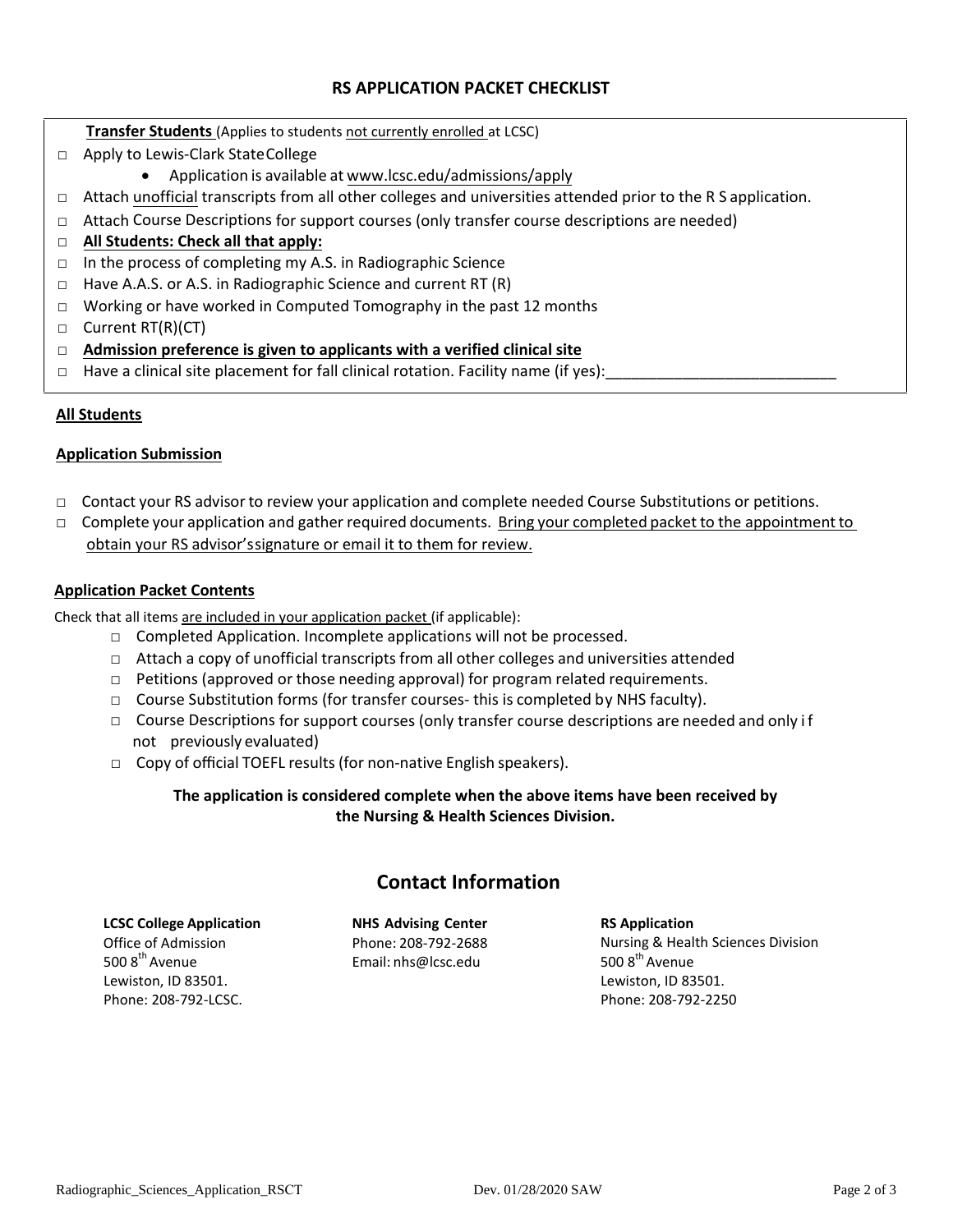## RS APPLICATION PACKET CHECKLIST

**Transfer Students** (Applies to students not currently enrolled at LCSC)

- □ Apply to Lewis-Clark State College
  - Application is available at www.lcsc.edu/admissions/apply
- □ Attach unofficial transcripts from all other colleges and universities attended prior to the R S application.
- □ Attach Course Descriptions for support courses (only transfer course descriptions are needed)
- □ **All Students: Check all that apply:**
- □ In the process of completing my A.S. in Radiographic Science
- □ Have A.A.S. or A.S. in Radiographic Science and current RT (R)
- □ Working or have worked in Computed Tomography in the past 12 months
- □ Current RT(R)(CT)
- □ **Admission preference is given to applicants with a verified clinical site**
- □ Have a clinical site placement for fall clinical rotation. Facility name (if yes):___________________________

### All Students

### Application Submission

- □ Contact your RS advisor to review your application and complete needed Course Substitutions or petitions.
- □ Complete your application and gather required documents. Bring your completed packet to the appointment to obtain your RS advisor's signature or email it to them for review.

### Application Packet Contents

Check that all items are included in your application packet (if applicable):

- □ Completed Application. Incomplete applications will not be processed.
- □ Attach a copy of unofficial transcripts from all other colleges and universities attended
- □ Petitions (approved or those needing approval) for program related requirements.
- □ Course Substitution forms (for transfer courses- this is completed by NHS faculty).
- □ Course Descriptions for support courses (only transfer course descriptions are needed and only if not previously evaluated)
- □ Copy of official TOEFL results (for non-native English speakers).

**The application is considered complete when the above items have been received by the Nursing & Health Sciences Division.**

## Contact Information

**LCSC College Application**
Office of Admission
500 8th Avenue
Lewiston, ID 83501.
Phone: 208-792-LCSC.

**NHS Advising Center**
Phone: 208-792-2688
Email: nhs@lcsc.edu

**RS Application**
Nursing & Health Sciences Division
500 8th Avenue
Lewiston, ID 83501.
Phone: 208-792-2250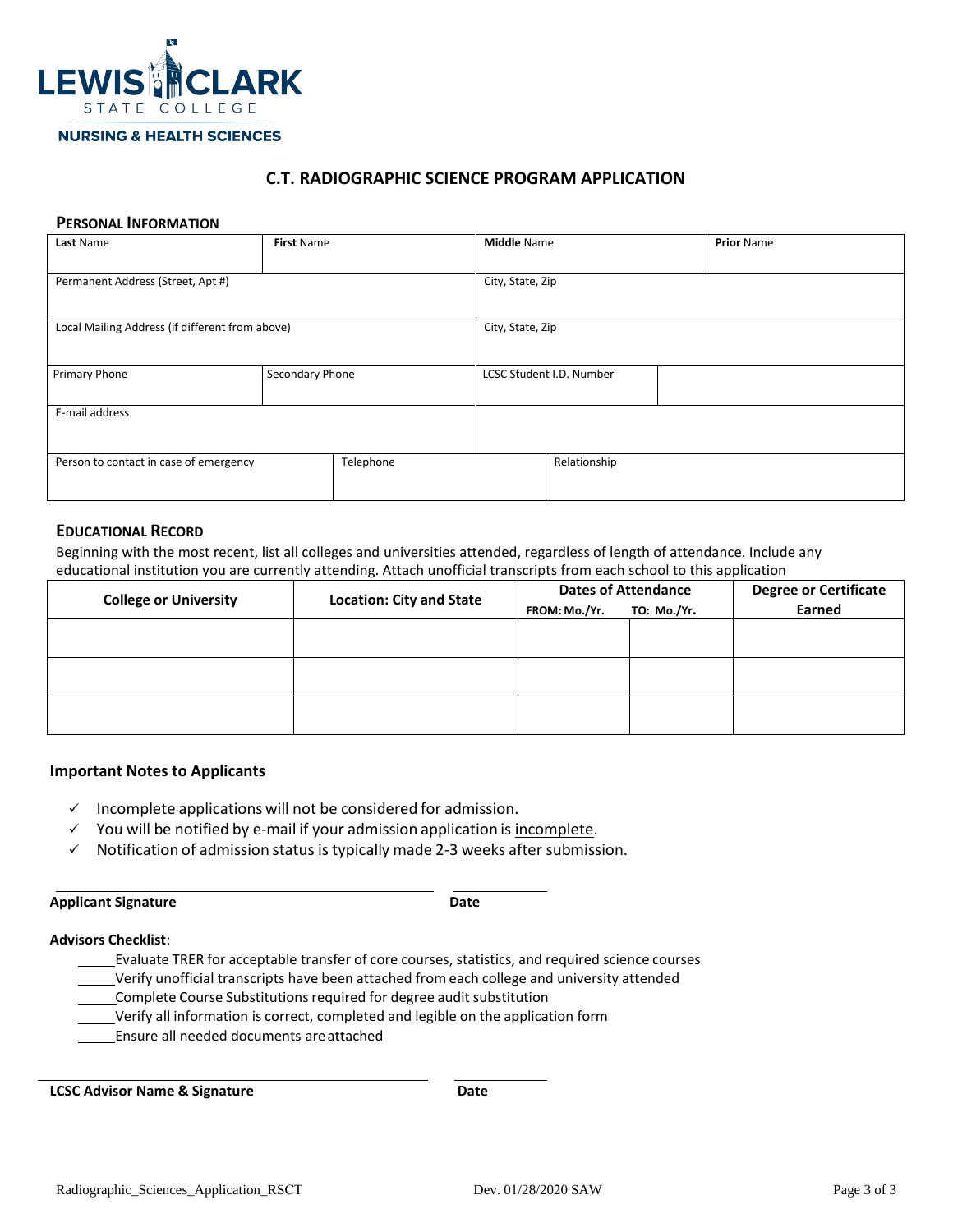LEWIS CLARK
STATE COLLEGE
NURSING & HEALTH SCIENCES

# C.T. RADIOGRAPHIC SCIENCE PROGRAM APPLICATION

## PERSONAL INFORMATION

| | | | |
|---|---|---|---|
| **Last** Name | **First** Name | **Middle** Name | **Prior** Name |
| Permanent Address (Street, Apt #) | | City, State, Zip | |
| Local Mailing Address (if different from above) | | City, State, Zip | |
| Primary Phone | Secondary Phone | LCSC Student I.D. Number | |
| E-mail address | | | |
| Person to contact in case of emergency | Telephone | Relationship | |

## EDUCATIONAL RECORD

Beginning with the most recent, list all colleges and universities attended, regardless of length of attendance. Include any educational institution you are currently attending. Attach unofficial transcripts from each school to this application

| College or University | Location: City and State | Dates of Attendance | | Degree or Certificate Earned |
|---|---|---|---|---|
| | | FROM: Mo./Yr. | TO: Mo./Yr. | |
| | | | | |
| | | | | |
| | | | | |

**Important Notes to Applicants**

- ✓ Incomplete applications will not be considered for admission.
- ✓ You will be notified by e-mail if your admission application is incomplete.
- ✓ Notification of admission status is typically made 2-3 weeks after submission.

______________________________________ ____________
**Applicant Signature** **Date**

**Advisors Checklist**:

_____Evaluate TRER for acceptable transfer of core courses, statistics, and required science courses
_____Verify unofficial transcripts have been attached from each college and university attended
_____Complete Course Substitutions required for degree audit substitution
_____Verify all information is correct, completed and legible on the application form
_____Ensure all needed documents are attached

______________________________________ ____________
**LCSC Advisor Name & Signature** **Date**

Radiographic_Sciences_Application_RSCT Dev. 01/28/2020 SAW